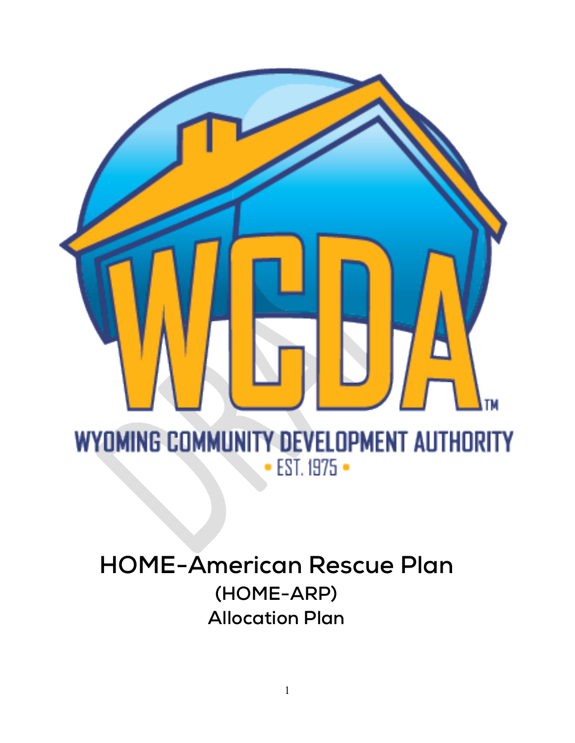WYOMING COMMUNITY DEVELOPMENT AUTHORITY

• EST. 1975 •

# HOME-American Rescue Plan

## (HOME-ARP)

## Allocation Plan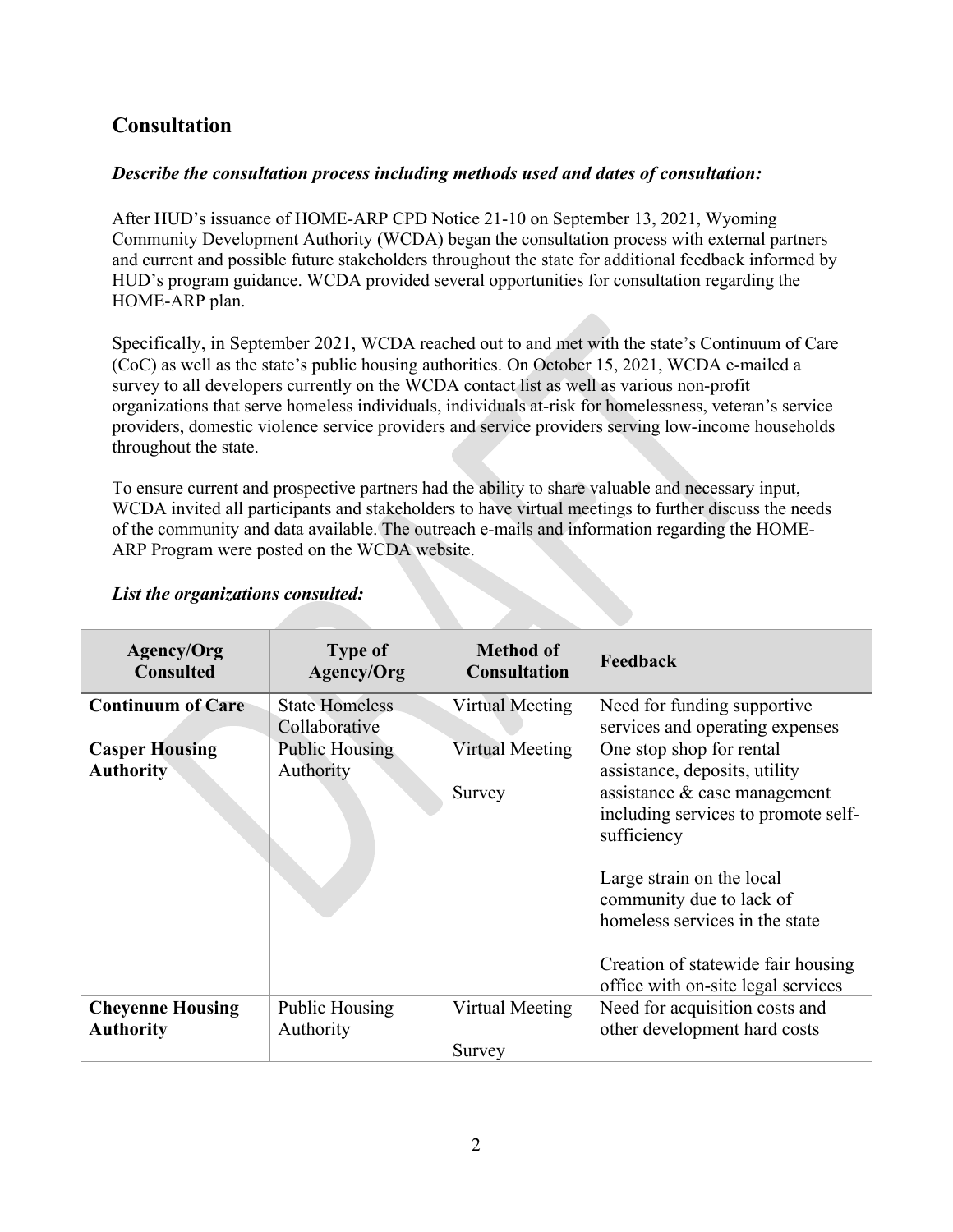## Consultation

### *Describe the consultation process including methods used and dates of consultation:*

After HUD's issuance of HOME-ARP CPD Notice 21-10 on September 13, 2021, Wyoming Community Development Authority (WCDA) began the consultation process with external partners and current and possible future stakeholders throughout the state for additional feedback informed by HUD's program guidance. WCDA provided several opportunities for consultation regarding the HOME-ARP plan.

Specifically, in September 2021, WCDA reached out to and met with the state's Continuum of Care (CoC) as well as the state's public housing authorities. On October 15, 2021, WCDA e-mailed a survey to all developers currently on the WCDA contact list as well as various non-profit organizations that serve homeless individuals, individuals at-risk for homelessness, veteran's service providers, domestic violence service providers and service providers serving low-income households throughout the state.

To ensure current and prospective partners had the ability to share valuable and necessary input, WCDA invited all participants and stakeholders to have virtual meetings to further discuss the needs of the community and data available. The outreach e-mails and information regarding the HOME-ARP Program were posted on the WCDA website.

### *List the organizations consulted:*

| Agency/Org Consulted | Type of Agency/Org | Method of Consultation | Feedback |
|---|---|---|---|
| **Continuum of Care** | State Homeless Collaborative | Virtual Meeting | Need for funding supportive services and operating expenses |
| **Casper Housing Authority** | Public Housing Authority | Virtual Meeting<br><br>Survey | One stop shop for rental assistance, deposits, utility assistance & case management including services to promote self-sufficiency<br><br>Large strain on the local community due to lack of homeless services in the state<br><br>Creation of statewide fair housing office with on-site legal services |
| **Cheyenne Housing Authority** | Public Housing Authority | Virtual Meeting<br><br>Survey | Need for acquisition costs and other development hard costs |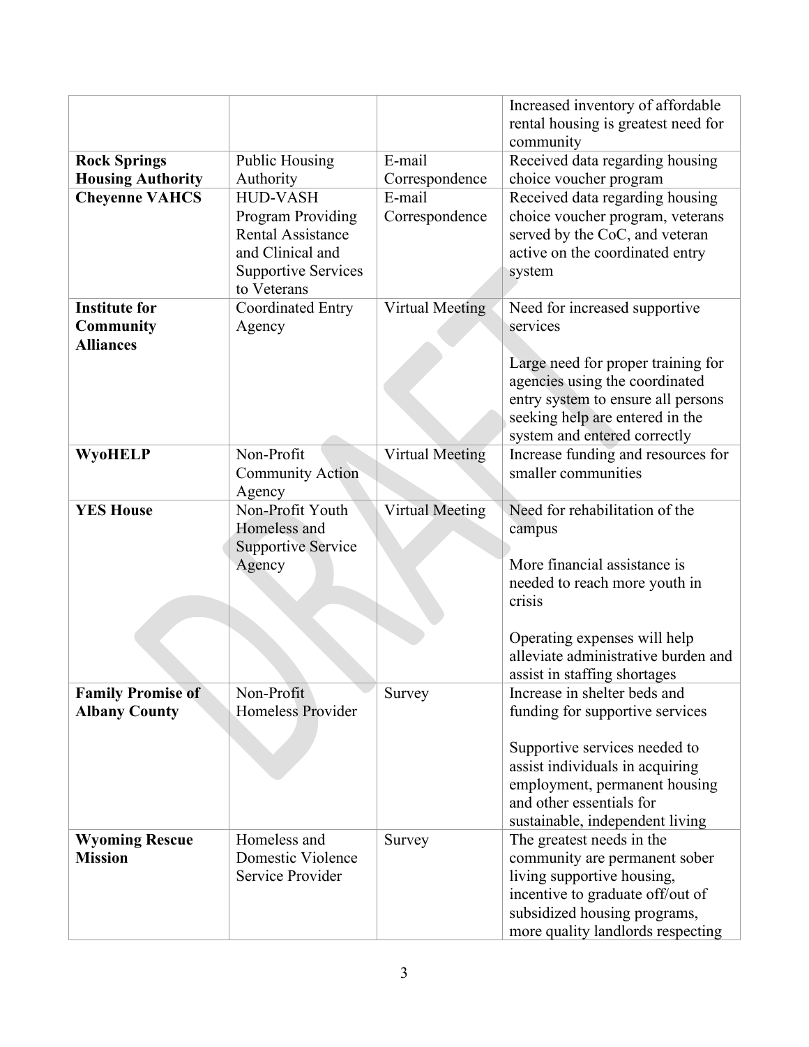| | | | |
|---|---|---|---|
| | | | Increased inventory of affordable rental housing is greatest need for community |
| **Rock Springs Housing Authority** | Public Housing Authority | E-mail Correspondence | Received data regarding housing choice voucher program |
| **Cheyenne VAHCS** | HUD-VASH Program Providing Rental Assistance and Clinical and Supportive Services to Veterans | E-mail Correspondence | Received data regarding housing choice voucher program, veterans served by the CoC, and veteran active on the coordinated entry system |
| **Institute for Community Alliances** | Coordinated Entry Agency | Virtual Meeting | Need for increased supportive services<br><br>Large need for proper training for agencies using the coordinated entry system to ensure all persons seeking help are entered in the system and entered correctly |
| **WyoHELP** | Non-Profit Community Action Agency | Virtual Meeting | Increase funding and resources for smaller communities |
| **YES House** | Non-Profit Youth Homeless and Supportive Service Agency | Virtual Meeting | Need for rehabilitation of the campus<br><br>More financial assistance is needed to reach more youth in crisis<br><br>Operating expenses will help alleviate administrative burden and assist in staffing shortages |
| **Family Promise of Albany County** | Non-Profit Homeless Provider | Survey | Increase in shelter beds and funding for supportive services<br><br>Supportive services needed to assist individuals in acquiring employment, permanent housing and other essentials for sustainable, independent living |
| **Wyoming Rescue Mission** | Homeless and Domestic Violence Service Provider | Survey | The greatest needs in the community are permanent sober living supportive housing, incentive to graduate off/out of subsidized housing programs, more quality landlords respecting |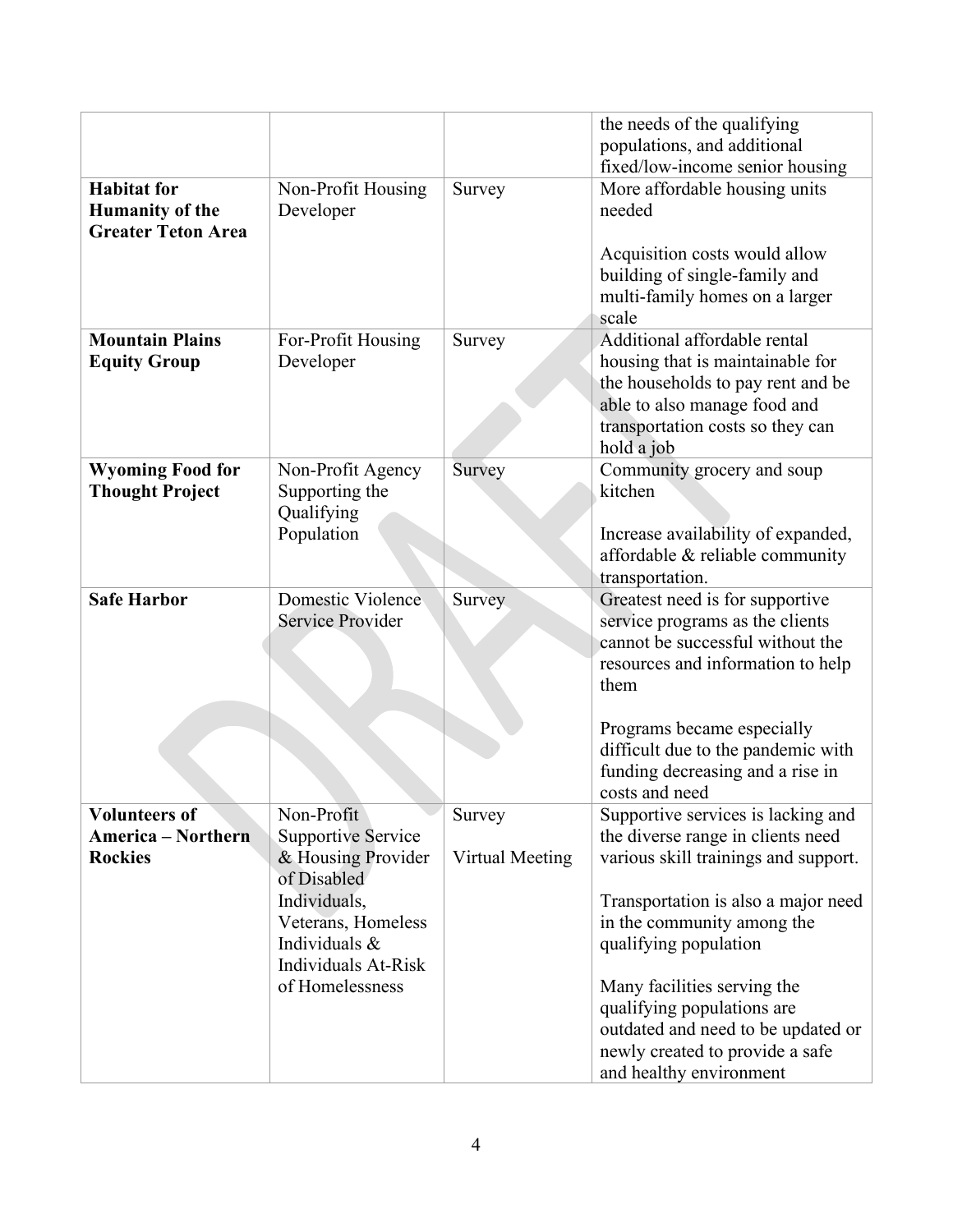| | | | |
|---|---|---|---|
| | | | the needs of the qualifying populations, and additional fixed/low-income senior housing |
| **Habitat for Humanity of the Greater Teton Area** | Non-Profit Housing Developer | Survey | More affordable housing units needed<br><br>Acquisition costs would allow building of single-family and multi-family homes on a larger scale |
| **Mountain Plains Equity Group** | For-Profit Housing Developer | Survey | Additional affordable rental housing that is maintainable for the households to pay rent and be able to also manage food and transportation costs so they can hold a job |
| **Wyoming Food for Thought Project** | Non-Profit Agency Supporting the Qualifying Population | Survey | Community grocery and soup kitchen<br><br>Increase availability of expanded, affordable & reliable community transportation. |
| **Safe Harbor** | Domestic Violence Service Provider | Survey | Greatest need is for supportive service programs as the clients cannot be successful without the resources and information to help them<br><br>Programs became especially difficult due to the pandemic with funding decreasing and a rise in costs and need |
| **Volunteers of America – Northern Rockies** | Non-Profit Supportive Service & Housing Provider of Disabled Individuals, Veterans, Homeless Individuals & Individuals At-Risk of Homelessness | Survey<br><br>Virtual Meeting | Supportive services is lacking and the diverse range in clients need various skill trainings and support.<br><br>Transportation is also a major need in the community among the qualifying population<br><br>Many facilities serving the qualifying populations are outdated and need to be updated or newly created to provide a safe and healthy environment |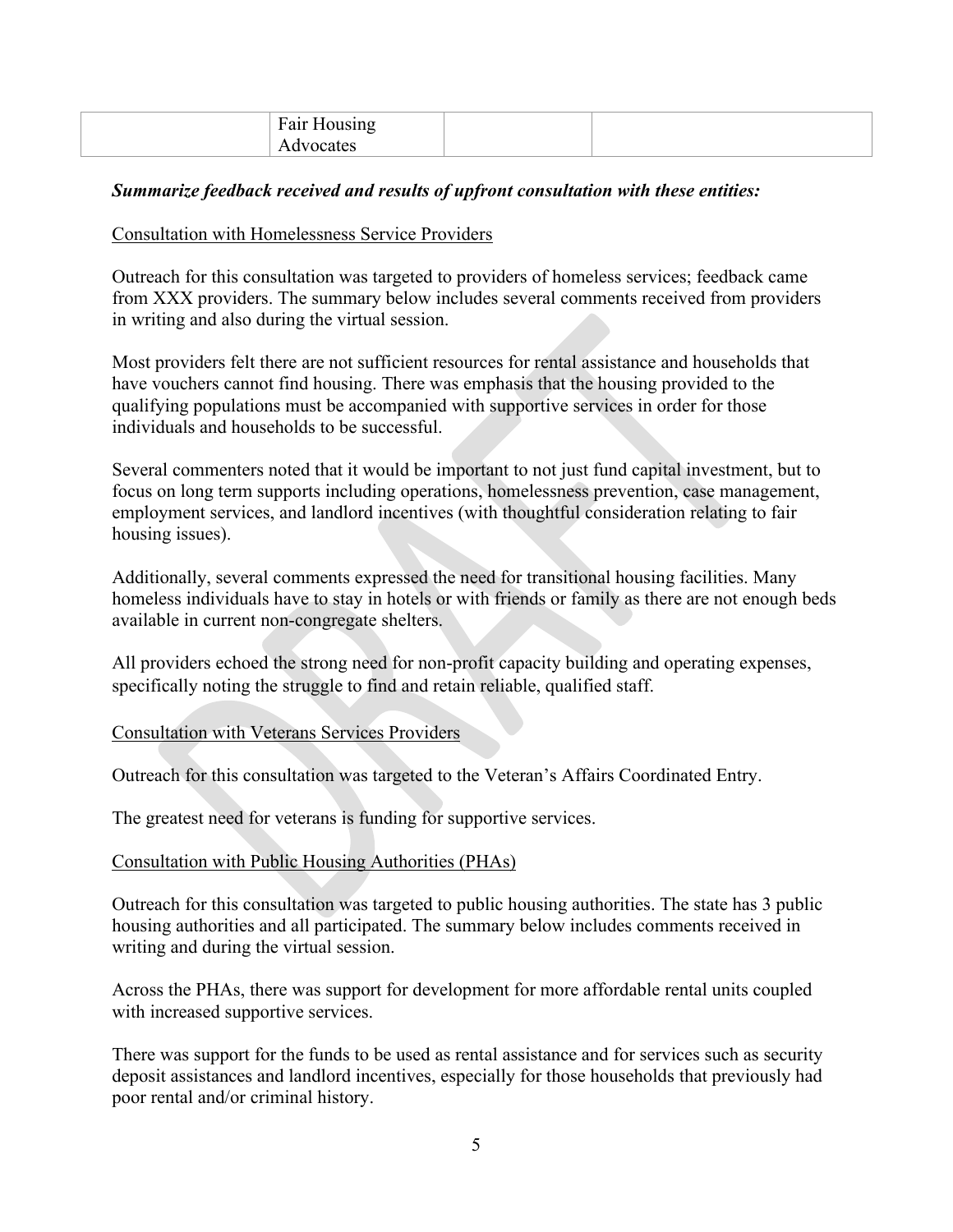| | | | |
|---|---|---|---|
| | Fair Housing Advocates | | |

***Summarize feedback received and results of upfront consultation with these entities:***

Consultation with Homelessness Service Providers

Outreach for this consultation was targeted to providers of homeless services; feedback came from XXX providers. The summary below includes several comments received from providers in writing and also during the virtual session.

Most providers felt there are not sufficient resources for rental assistance and households that have vouchers cannot find housing. There was emphasis that the housing provided to the qualifying populations must be accompanied with supportive services in order for those individuals and households to be successful.

Several commenters noted that it would be important to not just fund capital investment, but to focus on long term supports including operations, homelessness prevention, case management, employment services, and landlord incentives (with thoughtful consideration relating to fair housing issues).

Additionally, several comments expressed the need for transitional housing facilities. Many homeless individuals have to stay in hotels or with friends or family as there are not enough beds available in current non-congregate shelters.

All providers echoed the strong need for non-profit capacity building and operating expenses, specifically noting the struggle to find and retain reliable, qualified staff.

Consultation with Veterans Services Providers

Outreach for this consultation was targeted to the Veteran's Affairs Coordinated Entry.

The greatest need for veterans is funding for supportive services.

Consultation with Public Housing Authorities (PHAs)

Outreach for this consultation was targeted to public housing authorities. The state has 3 public housing authorities and all participated. The summary below includes comments received in writing and during the virtual session.

Across the PHAs, there was support for development for more affordable rental units coupled with increased supportive services.

There was support for the funds to be used as rental assistance and for services such as security deposit assistances and landlord incentives, especially for those households that previously had poor rental and/or criminal history.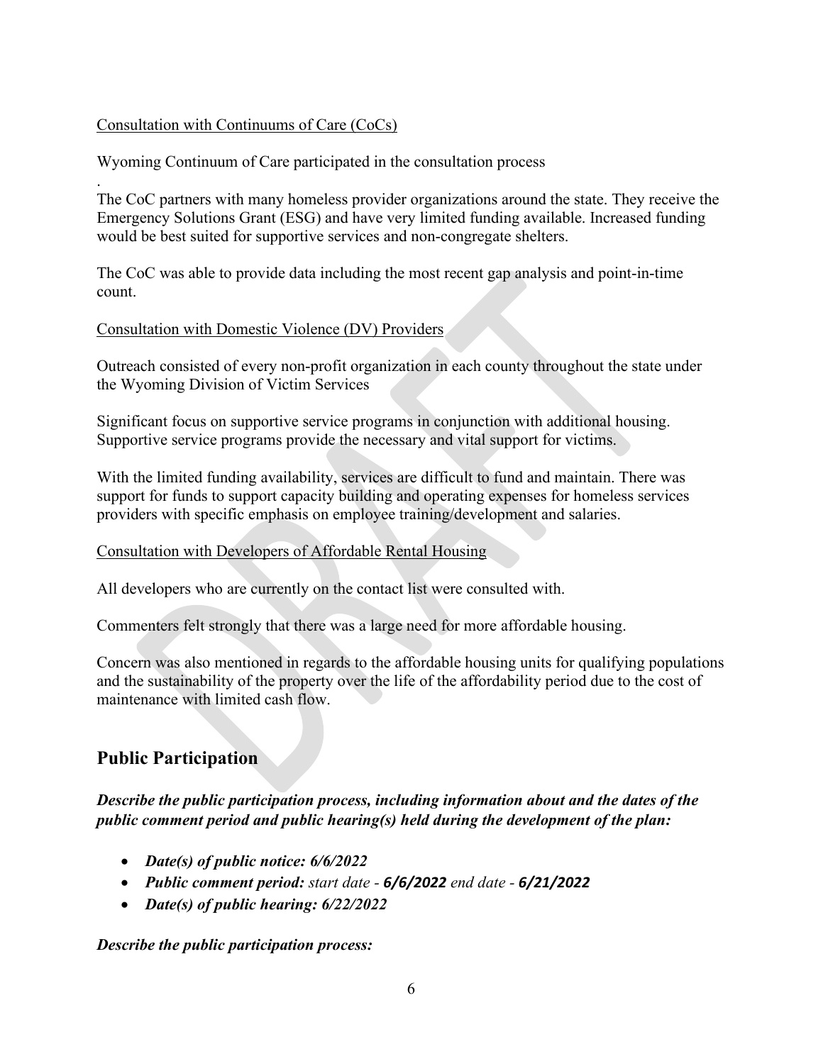Consultation with Continuums of Care (CoCs)

Wyoming Continuum of Care participated in the consultation process

.
The CoC partners with many homeless provider organizations around the state. They receive the Emergency Solutions Grant (ESG) and have very limited funding available. Increased funding would be best suited for supportive services and non-congregate shelters.

The CoC was able to provide data including the most recent gap analysis and point-in-time count.

Consultation with Domestic Violence (DV) Providers

Outreach consisted of every non-profit organization in each county throughout the state under the Wyoming Division of Victim Services

Significant focus on supportive service programs in conjunction with additional housing. Supportive service programs provide the necessary and vital support for victims.

With the limited funding availability, services are difficult to fund and maintain. There was support for funds to support capacity building and operating expenses for homeless services providers with specific emphasis on employee training/development and salaries.

Consultation with Developers of Affordable Rental Housing

All developers who are currently on the contact list were consulted with.

Commenters felt strongly that there was a large need for more affordable housing.

Concern was also mentioned in regards to the affordable housing units for qualifying populations and the sustainability of the property over the life of the affordability period due to the cost of maintenance with limited cash flow.

## Public Participation

***Describe the public participation process, including information about and the dates of the public comment period and public hearing(s) held during the development of the plan:***

- ***Date(s) of public notice: 6/6/2022***
- ***Public comment period:*** *start date -* ***6/6/2022*** *end date -* ***6/21/2022***
- ***Date(s) of public hearing: 6/22/2022***

***Describe the public participation process:***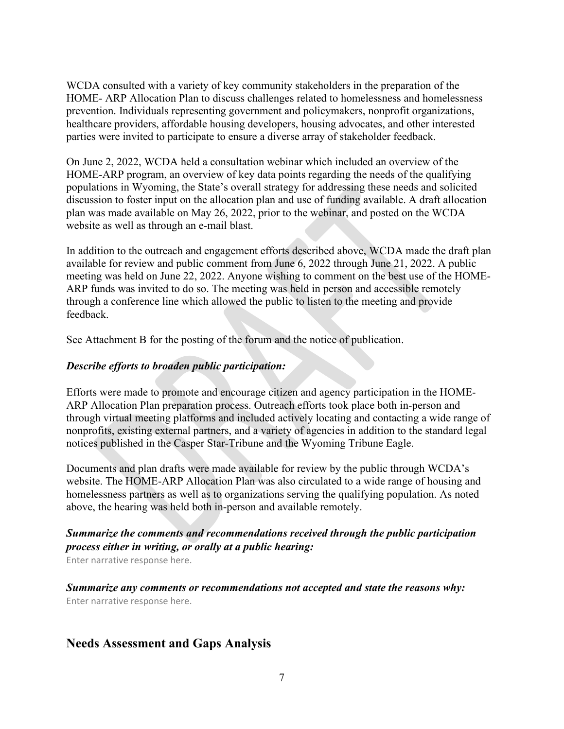WCDA consulted with a variety of key community stakeholders in the preparation of the HOME- ARP Allocation Plan to discuss challenges related to homelessness and homelessness prevention. Individuals representing government and policymakers, nonprofit organizations, healthcare providers, affordable housing developers, housing advocates, and other interested parties were invited to participate to ensure a diverse array of stakeholder feedback.

On June 2, 2022, WCDA held a consultation webinar which included an overview of the HOME-ARP program, an overview of key data points regarding the needs of the qualifying populations in Wyoming, the State's overall strategy for addressing these needs and solicited discussion to foster input on the allocation plan and use of funding available. A draft allocation plan was made available on May 26, 2022, prior to the webinar, and posted on the WCDA website as well as through an e-mail blast.

In addition to the outreach and engagement efforts described above, WCDA made the draft plan available for review and public comment from June 6, 2022 through June 21, 2022. A public meeting was held on June 22, 2022. Anyone wishing to comment on the best use of the HOME-ARP funds was invited to do so. The meeting was held in person and accessible remotely through a conference line which allowed the public to listen to the meeting and provide feedback.

See Attachment B for the posting of the forum and the notice of publication.

***Describe efforts to broaden public participation:***

Efforts were made to promote and encourage citizen and agency participation in the HOME-ARP Allocation Plan preparation process. Outreach efforts took place both in-person and through virtual meeting platforms and included actively locating and contacting a wide range of nonprofits, existing external partners, and a variety of agencies in addition to the standard legal notices published in the Casper Star-Tribune and the Wyoming Tribune Eagle.

Documents and plan drafts were made available for review by the public through WCDA's website. The HOME-ARP Allocation Plan was also circulated to a wide range of housing and homelessness partners as well as to organizations serving the qualifying population. As noted above, the hearing was held both in-person and available remotely.

***Summarize the comments and recommendations received through the public participation process either in writing, or orally at a public hearing:***

Enter narrative response here.

***Summarize any comments or recommendations not accepted and state the reasons why:***

Enter narrative response here.

## Needs Assessment and Gaps Analysis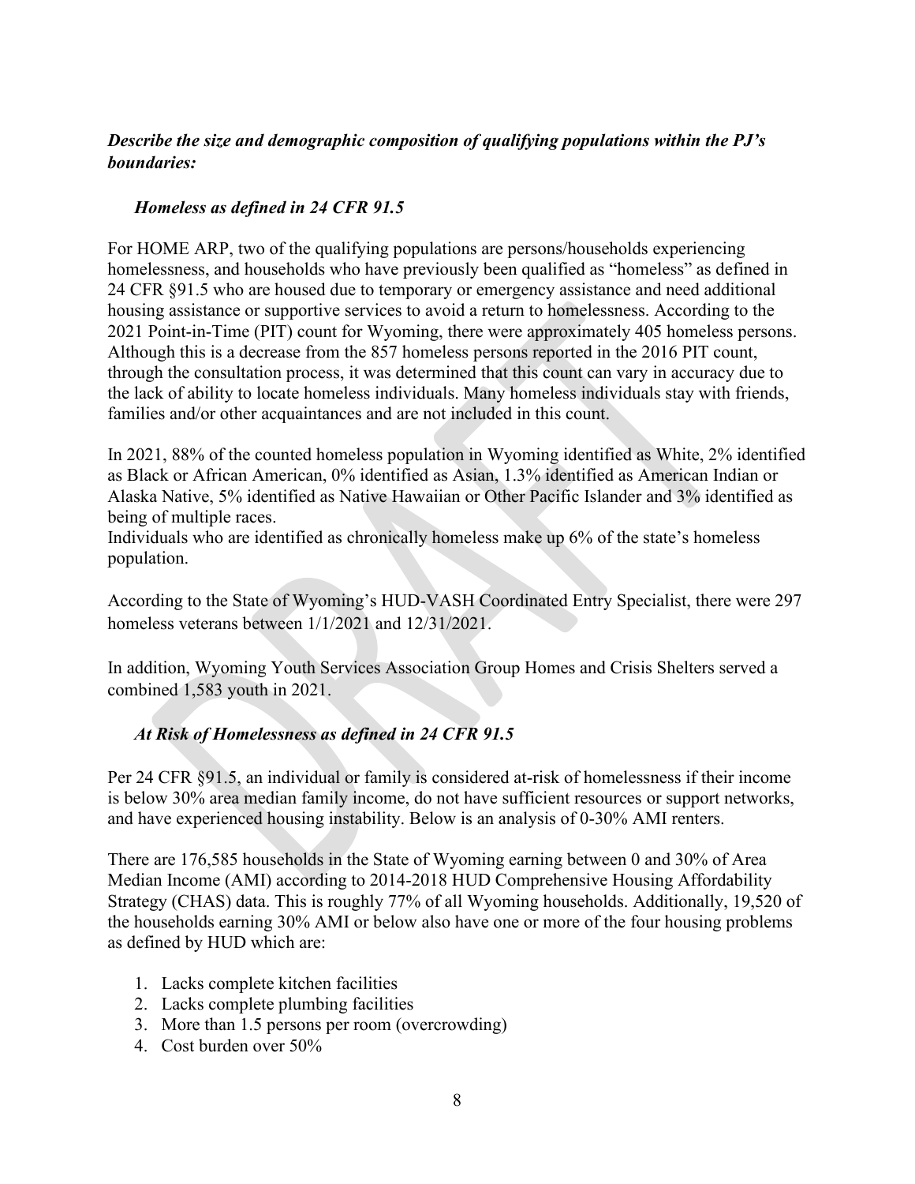***Describe the size and demographic composition of qualifying populations within the PJ's boundaries:***

***Homeless as defined in 24 CFR 91.5***

For HOME ARP, two of the qualifying populations are persons/households experiencing homelessness, and households who have previously been qualified as "homeless" as defined in 24 CFR §91.5 who are housed due to temporary or emergency assistance and need additional housing assistance or supportive services to avoid a return to homelessness. According to the 2021 Point-in-Time (PIT) count for Wyoming, there were approximately 405 homeless persons. Although this is a decrease from the 857 homeless persons reported in the 2016 PIT count, through the consultation process, it was determined that this count can vary in accuracy due to the lack of ability to locate homeless individuals. Many homeless individuals stay with friends, families and/or other acquaintances and are not included in this count.

In 2021, 88% of the counted homeless population in Wyoming identified as White, 2% identified as Black or African American, 0% identified as Asian, 1.3% identified as American Indian or Alaska Native, 5% identified as Native Hawaiian or Other Pacific Islander and 3% identified as being of multiple races.
Individuals who are identified as chronically homeless make up 6% of the state's homeless population.

According to the State of Wyoming's HUD-VASH Coordinated Entry Specialist, there were 297 homeless veterans between 1/1/2021 and 12/31/2021.

In addition, Wyoming Youth Services Association Group Homes and Crisis Shelters served a combined 1,583 youth in 2021.

***At Risk of Homelessness as defined in 24 CFR 91.5***

Per 24 CFR §91.5, an individual or family is considered at-risk of homelessness if their income is below 30% area median family income, do not have sufficient resources or support networks, and have experienced housing instability. Below is an analysis of 0-30% AMI renters.

There are 176,585 households in the State of Wyoming earning between 0 and 30% of Area Median Income (AMI) according to 2014-2018 HUD Comprehensive Housing Affordability Strategy (CHAS) data. This is roughly 77% of all Wyoming households. Additionally, 19,520 of the households earning 30% AMI or below also have one or more of the four housing problems as defined by HUD which are:

1. Lacks complete kitchen facilities
2. Lacks complete plumbing facilities
3. More than 1.5 persons per room (overcrowding)
4. Cost burden over 50%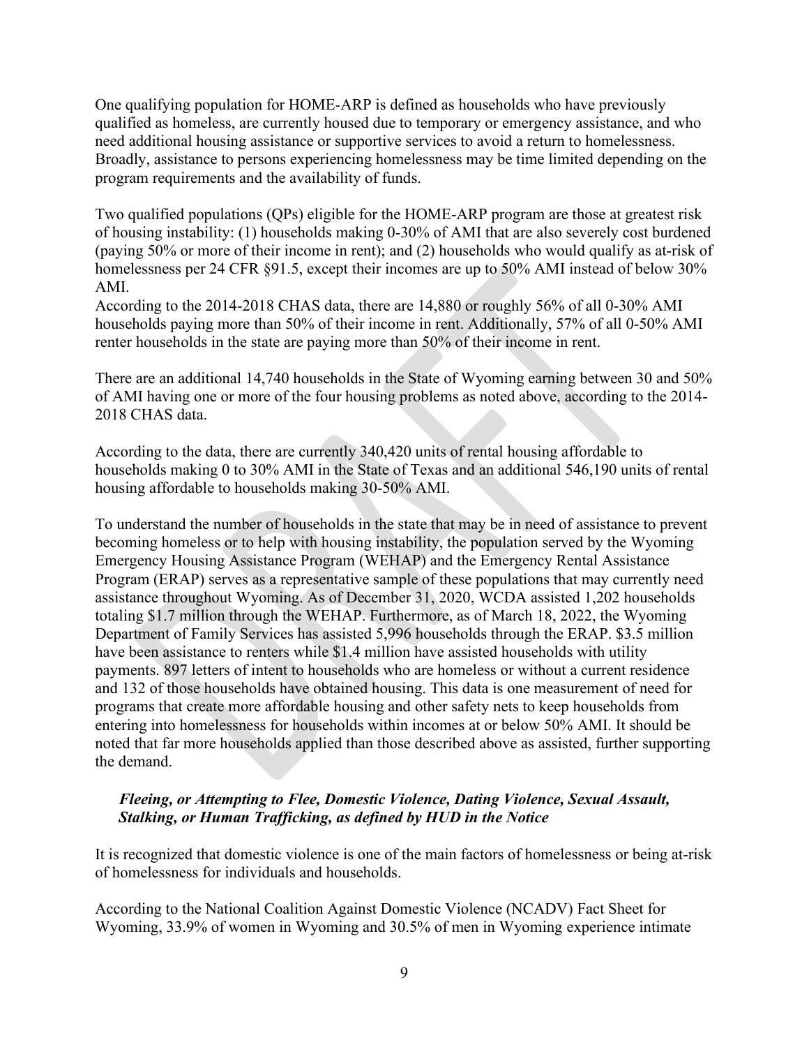One qualifying population for HOME-ARP is defined as households who have previously qualified as homeless, are currently housed due to temporary or emergency assistance, and who need additional housing assistance or supportive services to avoid a return to homelessness. Broadly, assistance to persons experiencing homelessness may be time limited depending on the program requirements and the availability of funds.

Two qualified populations (QPs) eligible for the HOME-ARP program are those at greatest risk of housing instability: (1) households making 0-30% of AMI that are also severely cost burdened (paying 50% or more of their income in rent); and (2) households who would qualify as at-risk of homelessness per 24 CFR §91.5, except their incomes are up to 50% AMI instead of below 30% AMI.
According to the 2014-2018 CHAS data, there are 14,880 or roughly 56% of all 0-30% AMI households paying more than 50% of their income in rent. Additionally, 57% of all 0-50% AMI renter households in the state are paying more than 50% of their income in rent.

There are an additional 14,740 households in the State of Wyoming earning between 30 and 50% of AMI having one or more of the four housing problems as noted above, according to the 2014-2018 CHAS data.

According to the data, there are currently 340,420 units of rental housing affordable to households making 0 to 30% AMI in the State of Texas and an additional 546,190 units of rental housing affordable to households making 30-50% AMI.

To understand the number of households in the state that may be in need of assistance to prevent becoming homeless or to help with housing instability, the population served by the Wyoming Emergency Housing Assistance Program (WEHAP) and the Emergency Rental Assistance Program (ERAP) serves as a representative sample of these populations that may currently need assistance throughout Wyoming. As of December 31, 2020, WCDA assisted 1,202 households totaling $1.7 million through the WEHAP. Furthermore, as of March 18, 2022, the Wyoming Department of Family Services has assisted 5,996 households through the ERAP. $3.5 million have been assistance to renters while $1.4 million have assisted households with utility payments. 897 letters of intent to households who are homeless or without a current residence and 132 of those households have obtained housing. This data is one measurement of need for programs that create more affordable housing and other safety nets to keep households from entering into homelessness for households within incomes at or below 50% AMI. It should be noted that far more households applied than those described above as assisted, further supporting the demand.

***Fleeing, or Attempting to Flee, Domestic Violence, Dating Violence, Sexual Assault, Stalking, or Human Trafficking, as defined by HUD in the Notice***

It is recognized that domestic violence is one of the main factors of homelessness or being at-risk of homelessness for individuals and households.

According to the National Coalition Against Domestic Violence (NCADV) Fact Sheet for Wyoming, 33.9% of women in Wyoming and 30.5% of men in Wyoming experience intimate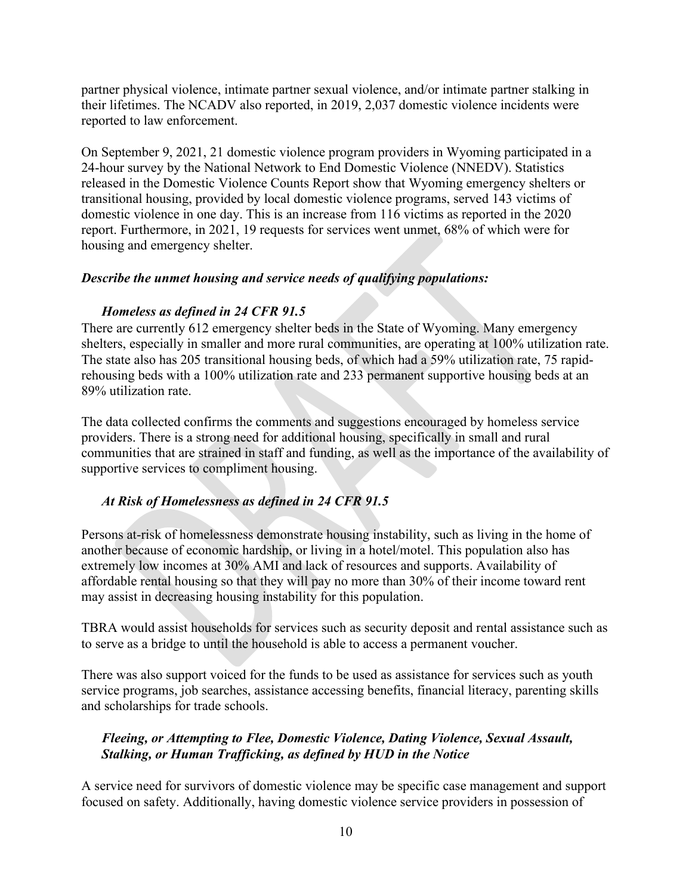partner physical violence, intimate partner sexual violence, and/or intimate partner stalking in their lifetimes. The NCADV also reported, in 2019, 2,037 domestic violence incidents were reported to law enforcement.

On September 9, 2021, 21 domestic violence program providers in Wyoming participated in a 24-hour survey by the National Network to End Domestic Violence (NNEDV). Statistics released in the Domestic Violence Counts Report show that Wyoming emergency shelters or transitional housing, provided by local domestic violence programs, served 143 victims of domestic violence in one day. This is an increase from 116 victims as reported in the 2020 report. Furthermore, in 2021, 19 requests for services went unmet, 68% of which were for housing and emergency shelter.

***Describe the unmet housing and service needs of qualifying populations:***

***Homeless as defined in 24 CFR 91.5***

There are currently 612 emergency shelter beds in the State of Wyoming. Many emergency shelters, especially in smaller and more rural communities, are operating at 100% utilization rate. The state also has 205 transitional housing beds, of which had a 59% utilization rate, 75 rapid-rehousing beds with a 100% utilization rate and 233 permanent supportive housing beds at an 89% utilization rate.

The data collected confirms the comments and suggestions encouraged by homeless service providers. There is a strong need for additional housing, specifically in small and rural communities that are strained in staff and funding, as well as the importance of the availability of supportive services to compliment housing.

***At Risk of Homelessness as defined in 24 CFR 91.5***

Persons at-risk of homelessness demonstrate housing instability, such as living in the home of another because of economic hardship, or living in a hotel/motel. This population also has extremely low incomes at 30% AMI and lack of resources and supports. Availability of affordable rental housing so that they will pay no more than 30% of their income toward rent may assist in decreasing housing instability for this population.

TBRA would assist households for services such as security deposit and rental assistance such as to serve as a bridge to until the household is able to access a permanent voucher.

There was also support voiced for the funds to be used as assistance for services such as youth service programs, job searches, assistance accessing benefits, financial literacy, parenting skills and scholarships for trade schools.

***Fleeing, or Attempting to Flee, Domestic Violence, Dating Violence, Sexual Assault, Stalking, or Human Trafficking, as defined by HUD in the Notice***

A service need for survivors of domestic violence may be specific case management and support focused on safety. Additionally, having domestic violence service providers in possession of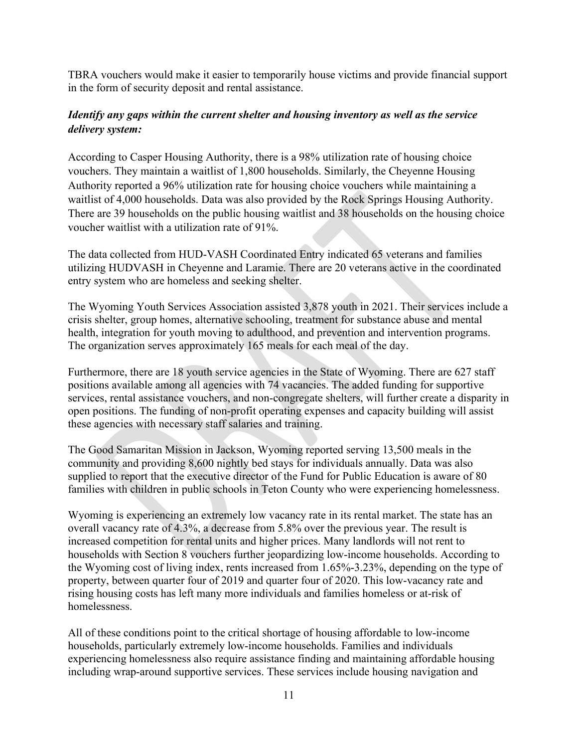TBRA vouchers would make it easier to temporarily house victims and provide financial support in the form of security deposit and rental assistance.

***Identify any gaps within the current shelter and housing inventory as well as the service delivery system:***

According to Casper Housing Authority, there is a 98% utilization rate of housing choice vouchers. They maintain a waitlist of 1,800 households. Similarly, the Cheyenne Housing Authority reported a 96% utilization rate for housing choice vouchers while maintaining a waitlist of 4,000 households. Data was also provided by the Rock Springs Housing Authority. There are 39 households on the public housing waitlist and 38 households on the housing choice voucher waitlist with a utilization rate of 91%.

The data collected from HUD-VASH Coordinated Entry indicated 65 veterans and families utilizing HUDVASH in Cheyenne and Laramie. There are 20 veterans active in the coordinated entry system who are homeless and seeking shelter.

The Wyoming Youth Services Association assisted 3,878 youth in 2021. Their services include a crisis shelter, group homes, alternative schooling, treatment for substance abuse and mental health, integration for youth moving to adulthood, and prevention and intervention programs. The organization serves approximately 165 meals for each meal of the day.

Furthermore, there are 18 youth service agencies in the State of Wyoming. There are 627 staff positions available among all agencies with 74 vacancies. The added funding for supportive services, rental assistance vouchers, and non-congregate shelters, will further create a disparity in open positions. The funding of non-profit operating expenses and capacity building will assist these agencies with necessary staff salaries and training.

The Good Samaritan Mission in Jackson, Wyoming reported serving 13,500 meals in the community and providing 8,600 nightly bed stays for individuals annually. Data was also supplied to report that the executive director of the Fund for Public Education is aware of 80 families with children in public schools in Teton County who were experiencing homelessness.

Wyoming is experiencing an extremely low vacancy rate in its rental market. The state has an overall vacancy rate of 4.3%, a decrease from 5.8% over the previous year. The result is increased competition for rental units and higher prices. Many landlords will not rent to households with Section 8 vouchers further jeopardizing low-income households. According to the Wyoming cost of living index, rents increased from 1.65%-3.23%, depending on the type of property, between quarter four of 2019 and quarter four of 2020. This low-vacancy rate and rising housing costs has left many more individuals and families homeless or at-risk of homelessness.

All of these conditions point to the critical shortage of housing affordable to low-income households, particularly extremely low-income households. Families and individuals experiencing homelessness also require assistance finding and maintaining affordable housing including wrap-around supportive services. These services include housing navigation and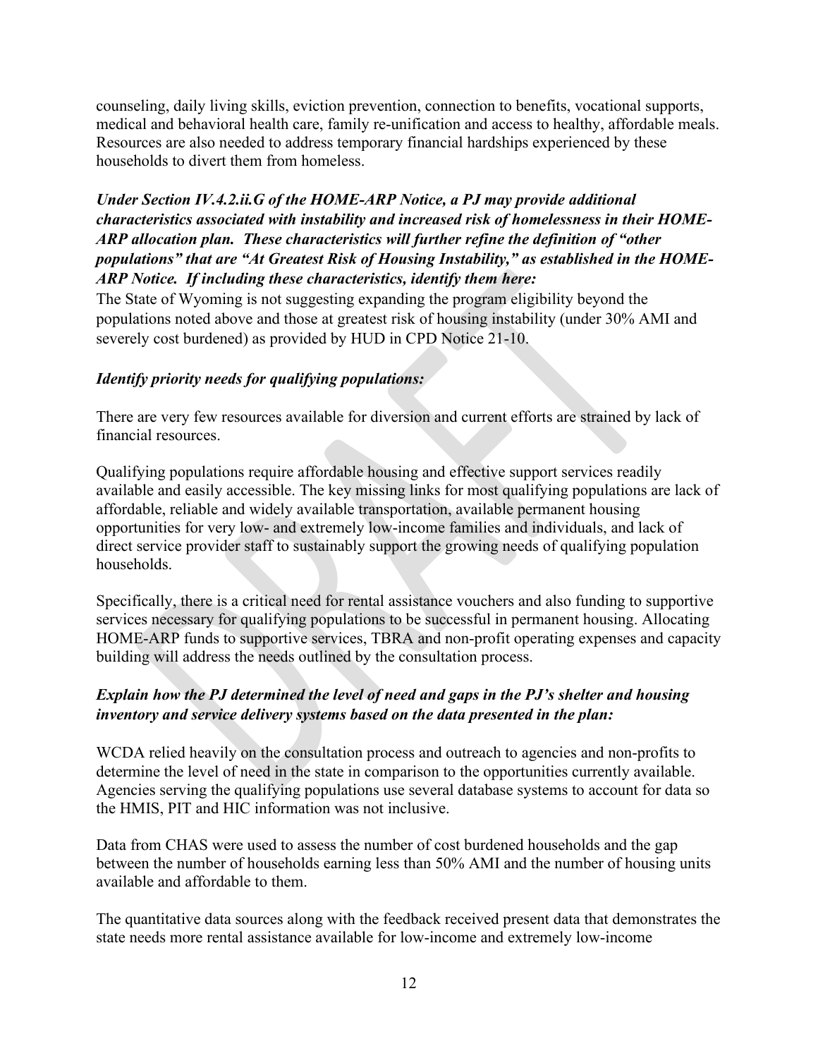counseling, daily living skills, eviction prevention, connection to benefits, vocational supports, medical and behavioral health care, family re-unification and access to healthy, affordable meals. Resources are also needed to address temporary financial hardships experienced by these households to divert them from homeless.

***Under Section IV.4.2.ii.G of the HOME-ARP Notice, a PJ may provide additional characteristics associated with instability and increased risk of homelessness in their HOME-ARP allocation plan. These characteristics will further refine the definition of "other populations" that are "At Greatest Risk of Housing Instability," as established in the HOME-ARP Notice. If including these characteristics, identify them here:***

The State of Wyoming is not suggesting expanding the program eligibility beyond the populations noted above and those at greatest risk of housing instability (under 30% AMI and severely cost burdened) as provided by HUD in CPD Notice 21-10.

***Identify priority needs for qualifying populations:***

There are very few resources available for diversion and current efforts are strained by lack of financial resources.

Qualifying populations require affordable housing and effective support services readily available and easily accessible. The key missing links for most qualifying populations are lack of affordable, reliable and widely available transportation, available permanent housing opportunities for very low- and extremely low-income families and individuals, and lack of direct service provider staff to sustainably support the growing needs of qualifying population households.

Specifically, there is a critical need for rental assistance vouchers and also funding to supportive services necessary for qualifying populations to be successful in permanent housing. Allocating HOME-ARP funds to supportive services, TBRA and non-profit operating expenses and capacity building will address the needs outlined by the consultation process.

***Explain how the PJ determined the level of need and gaps in the PJ's shelter and housing inventory and service delivery systems based on the data presented in the plan:***

WCDA relied heavily on the consultation process and outreach to agencies and non-profits to determine the level of need in the state in comparison to the opportunities currently available. Agencies serving the qualifying populations use several database systems to account for data so the HMIS, PIT and HIC information was not inclusive.

Data from CHAS were used to assess the number of cost burdened households and the gap between the number of households earning less than 50% AMI and the number of housing units available and affordable to them.

The quantitative data sources along with the feedback received present data that demonstrates the state needs more rental assistance available for low-income and extremely low-income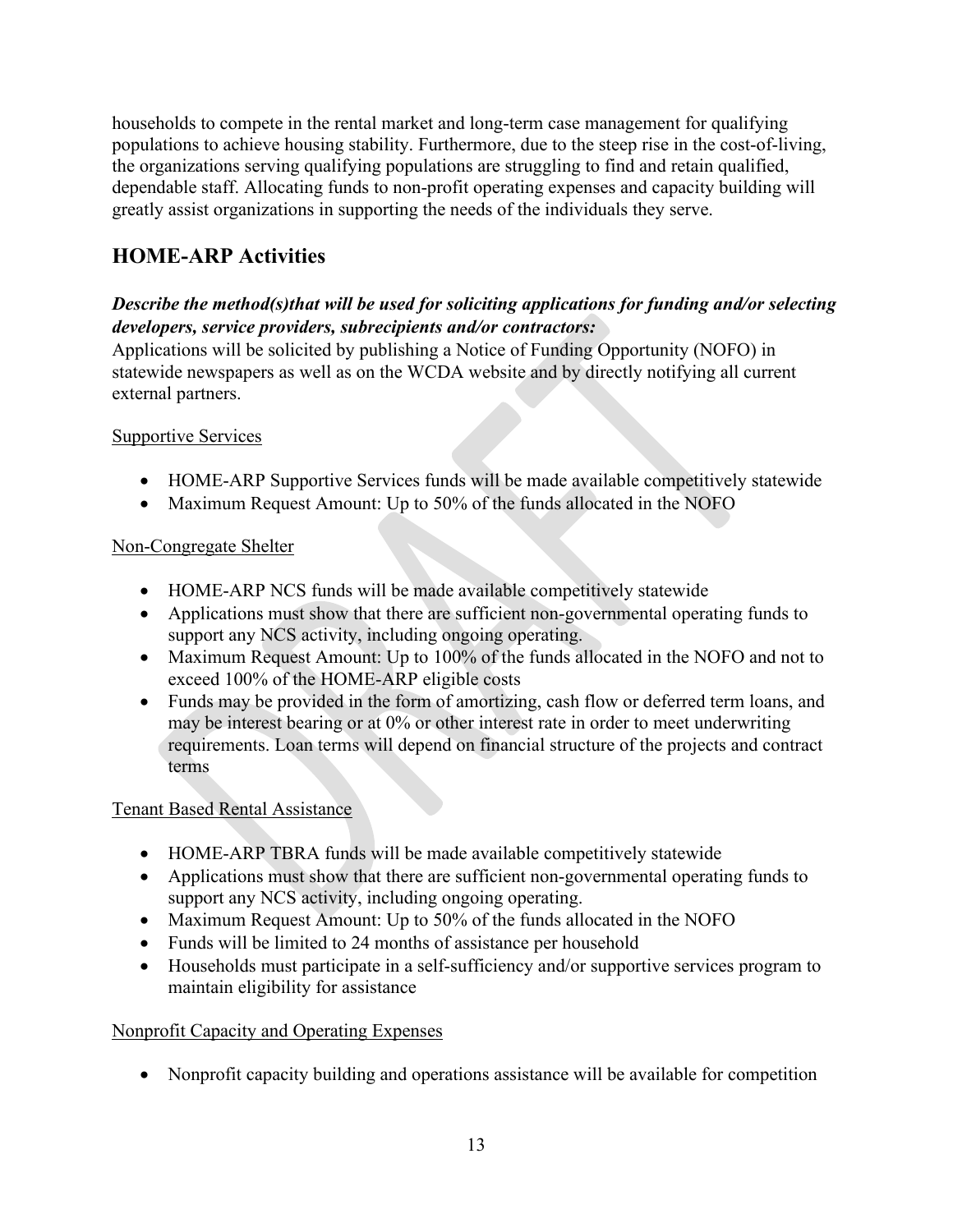households to compete in the rental market and long-term case management for qualifying populations to achieve housing stability. Furthermore, due to the steep rise in the cost-of-living, the organizations serving qualifying populations are struggling to find and retain qualified, dependable staff. Allocating funds to non-profit operating expenses and capacity building will greatly assist organizations in supporting the needs of the individuals they serve.

## HOME-ARP Activities

***Describe the method(s)that will be used for soliciting applications for funding and/or selecting developers, service providers, subrecipients and/or contractors:***

Applications will be solicited by publishing a Notice of Funding Opportunity (NOFO) in statewide newspapers as well as on the WCDA website and by directly notifying all current external partners.

<u>Supportive Services</u>

- HOME-ARP Supportive Services funds will be made available competitively statewide
- Maximum Request Amount: Up to 50% of the funds allocated in the NOFO

<u>Non-Congregate Shelter</u>

- HOME-ARP NCS funds will be made available competitively statewide
- Applications must show that there are sufficient non-governmental operating funds to support any NCS activity, including ongoing operating.
- Maximum Request Amount: Up to 100% of the funds allocated in the NOFO and not to exceed 100% of the HOME-ARP eligible costs
- Funds may be provided in the form of amortizing, cash flow or deferred term loans, and may be interest bearing or at 0% or other interest rate in order to meet underwriting requirements. Loan terms will depend on financial structure of the projects and contract terms

<u>Tenant Based Rental Assistance</u>

- HOME-ARP TBRA funds will be made available competitively statewide
- Applications must show that there are sufficient non-governmental operating funds to support any NCS activity, including ongoing operating.
- Maximum Request Amount: Up to 50% of the funds allocated in the NOFO
- Funds will be limited to 24 months of assistance per household
- Households must participate in a self-sufficiency and/or supportive services program to maintain eligibility for assistance

<u>Nonprofit Capacity and Operating Expenses</u>

- Nonprofit capacity building and operations assistance will be available for competition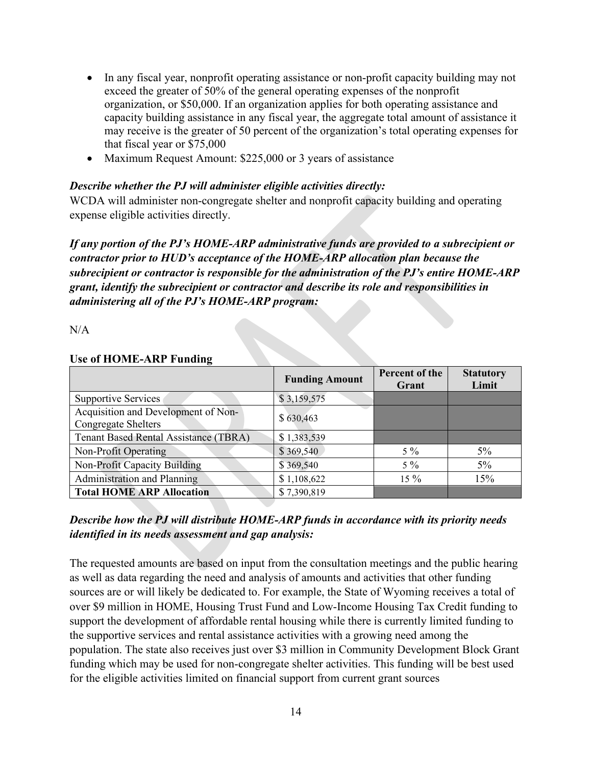- In any fiscal year, nonprofit operating assistance or non-profit capacity building may not exceed the greater of 50% of the general operating expenses of the nonprofit organization, or $50,000. If an organization applies for both operating assistance and capacity building assistance in any fiscal year, the aggregate total amount of assistance it may receive is the greater of 50 percent of the organization's total operating expenses for that fiscal year or $75,000
- Maximum Request Amount: $225,000 or 3 years of assistance

***Describe whether the PJ will administer eligible activities directly:***

WCDA will administer non-congregate shelter and nonprofit capacity building and operating expense eligible activities directly.

***If any portion of the PJ's HOME-ARP administrative funds are provided to a subrecipient or contractor prior to HUD's acceptance of the HOME-ARP allocation plan because the subrecipient or contractor is responsible for the administration of the PJ's entire HOME-ARP grant, identify the subrecipient or contractor and describe its role and responsibilities in administering all of the PJ's HOME-ARP program:***

N/A

**Use of HOME-ARP Funding**

| | Funding Amount | Percent of the Grant | Statutory Limit |
|---|---|---|---|
| Supportive Services | $ 3,159,575 | | |
| Acquisition and Development of Non-Congregate Shelters | $ 630,463 | | |
| Tenant Based Rental Assistance (TBRA) | $ 1,383,539 | | |
| Non-Profit Operating | $ 369,540 | 5 % | 5% |
| Non-Profit Capacity Building | $ 369,540 | 5 % | 5% |
| Administration and Planning | $ 1,108,622 | 15 % | 15% |
| **Total HOME ARP Allocation** | $ 7,390,819 | | |

***Describe how the PJ will distribute HOME-ARP funds in accordance with its priority needs identified in its needs assessment and gap analysis:***

The requested amounts are based on input from the consultation meetings and the public hearing as well as data regarding the need and analysis of amounts and activities that other funding sources are or will likely be dedicated to. For example, the State of Wyoming receives a total of over $9 million in HOME, Housing Trust Fund and Low-Income Housing Tax Credit funding to support the development of affordable rental housing while there is currently limited funding to the supportive services and rental assistance activities with a growing need among the population. The state also receives just over $3 million in Community Development Block Grant funding which may be used for non-congregate shelter activities. This funding will be best used for the eligible activities limited on financial support from current grant sources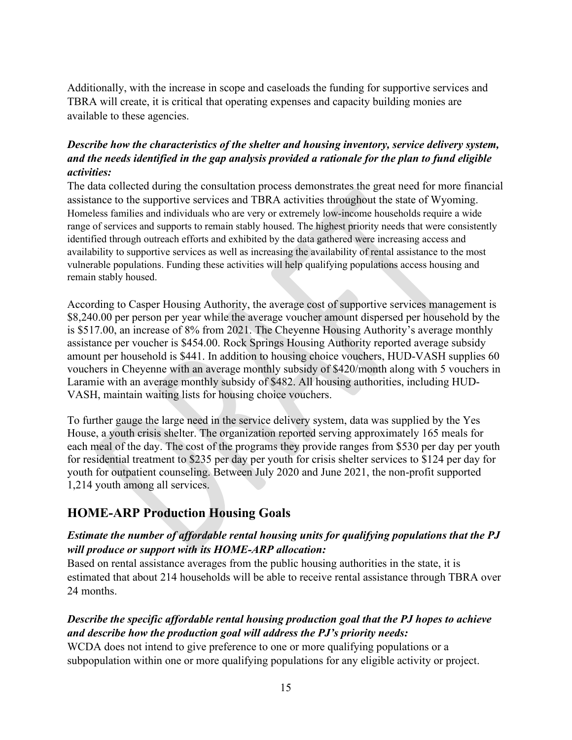Additionally, with the increase in scope and caseloads the funding for supportive services and TBRA will create, it is critical that operating expenses and capacity building monies are available to these agencies.

***Describe how the characteristics of the shelter and housing inventory, service delivery system, and the needs identified in the gap analysis provided a rationale for the plan to fund eligible activities:***

The data collected during the consultation process demonstrates the great need for more financial assistance to the supportive services and TBRA activities throughout the state of Wyoming. Homeless families and individuals who are very or extremely low-income households require a wide range of services and supports to remain stably housed. The highest priority needs that were consistently identified through outreach efforts and exhibited by the data gathered were increasing access and availability to supportive services as well as increasing the availability of rental assistance to the most vulnerable populations. Funding these activities will help qualifying populations access housing and remain stably housed.

According to Casper Housing Authority, the average cost of supportive services management is $8,240.00 per person per year while the average voucher amount dispersed per household by the is $517.00, an increase of 8% from 2021. The Cheyenne Housing Authority's average monthly assistance per voucher is $454.00. Rock Springs Housing Authority reported average subsidy amount per household is $441. In addition to housing choice vouchers, HUD-VASH supplies 60 vouchers in Cheyenne with an average monthly subsidy of $420/month along with 5 vouchers in Laramie with an average monthly subsidy of $482. All housing authorities, including HUD-VASH, maintain waiting lists for housing choice vouchers.

To further gauge the large need in the service delivery system, data was supplied by the Yes House, a youth crisis shelter. The organization reported serving approximately 165 meals for each meal of the day. The cost of the programs they provide ranges from $530 per day per youth for residential treatment to $235 per day per youth for crisis shelter services to $124 per day for youth for outpatient counseling. Between July 2020 and June 2021, the non-profit supported 1,214 youth among all services.

## HOME-ARP Production Housing Goals

***Estimate the number of affordable rental housing units for qualifying populations that the PJ will produce or support with its HOME-ARP allocation:***

Based on rental assistance averages from the public housing authorities in the state, it is estimated that about 214 households will be able to receive rental assistance through TBRA over 24 months.

***Describe the specific affordable rental housing production goal that the PJ hopes to achieve and describe how the production goal will address the PJ's priority needs:***

WCDA does not intend to give preference to one or more qualifying populations or a subpopulation within one or more qualifying populations for any eligible activity or project.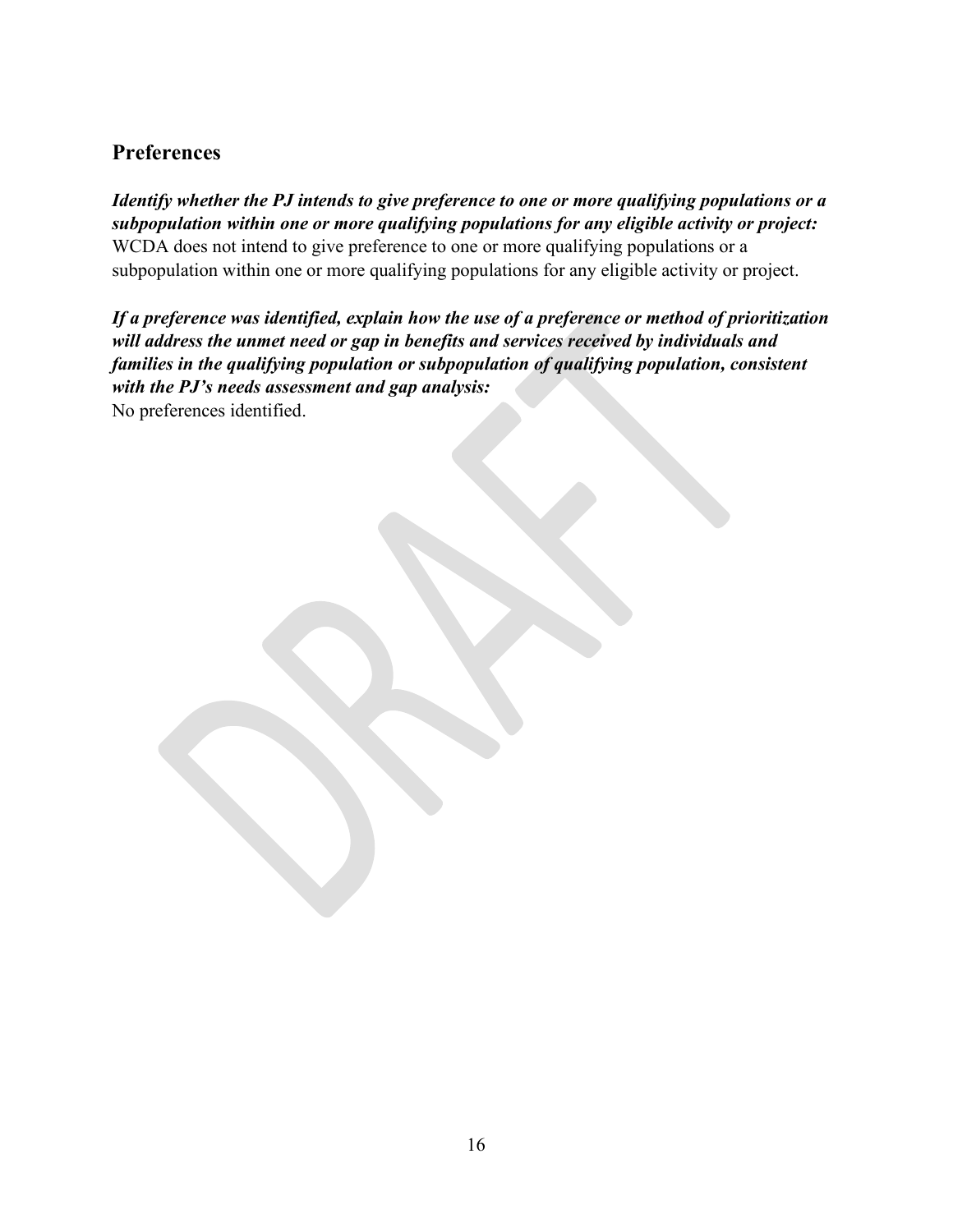## Preferences

***Identify whether the PJ intends to give preference to one or more qualifying populations or a subpopulation within one or more qualifying populations for any eligible activity or project:***
WCDA does not intend to give preference to one or more qualifying populations or a subpopulation within one or more qualifying populations for any eligible activity or project.

***If a preference was identified, explain how the use of a preference or method of prioritization will address the unmet need or gap in benefits and services received by individuals and families in the qualifying population or subpopulation of qualifying population, consistent with the PJ's needs assessment and gap analysis:***
No preferences identified.